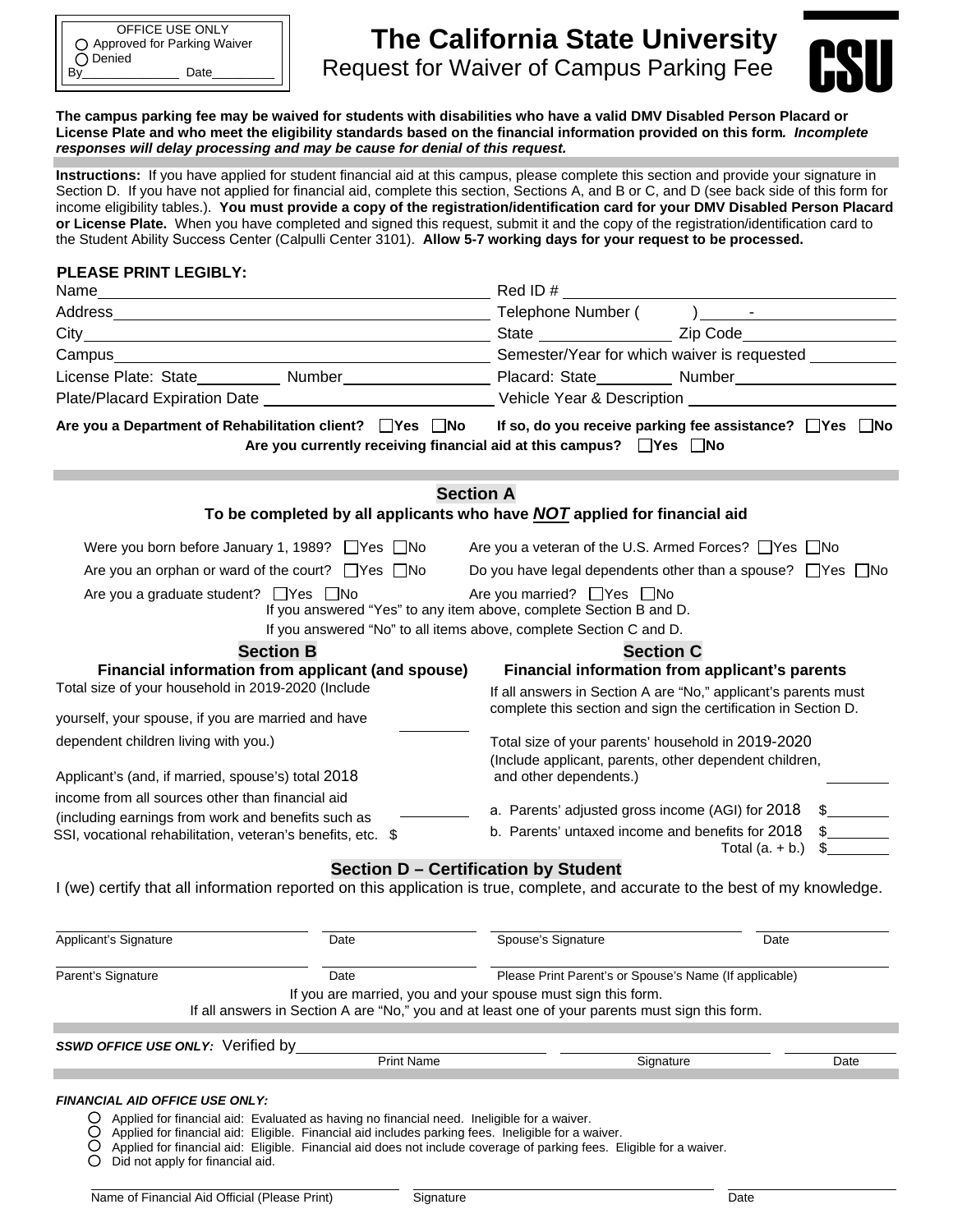OFFICE USE ONLY
○ Approved for Parking Waiver
○ Denied
By______________ Date_________

# The California State University

## Request for Waiver of Campus Parking Fee

CSU

**The campus parking fee may be waived for students with disabilities who have a valid DMV Disabled Person Placard or License Plate and who meet the eligibility standards based on the financial information provided on this form*. Incomplete responses will delay processing and may be cause for denial of this request.***

**Instructions:** If you have applied for student financial aid at this campus, please complete this section and provide your signature in Section D. If you have not applied for financial aid, complete this section, Sections A, and B or C, and D (see back side of this form for income eligibility tables.). **You must provide a copy of the registration/identification card for your DMV Disabled Person Placard or License Plate.** When you have completed and signed this request, submit it and the copy of the registration/identification card to the Student Ability Success Center (Calpulli Center 3101). **Allow 5-7 working days for your request to be processed.**

**PLEASE PRINT LEGIBLY:**

Name______________________________ Red ID # ______________________________

Address______________________________ Telephone Number ( ) ____-__________

City______________________________ State ____________ Zip Code____________

Campus______________________________ Semester/Year for which waiver is requested ________

License Plate: State________ Number____________ Placard: State________ Number____________

Plate/Placard Expiration Date ____________________ Vehicle Year & Description ____________________

**Are you a Department of Rehabilitation client? ☐Yes ☐No If so, do you receive parking fee assistance? ☐Yes ☐No**

**Are you currently receiving financial aid at this campus? ☐Yes ☐No**

## Section A

### To be completed by all applicants who have ***NOT*** applied for financial aid

Were you born before January 1, 1989? ☐Yes ☐No

Are you a veteran of the U.S. Armed Forces? ☐Yes ☐No

Are you an orphan or ward of the court? ☐Yes ☐No

Do you have legal dependents other than a spouse? ☐Yes ☐No

Are you a graduate student? ☐Yes ☐No

Are you married? ☐Yes ☐No

If you answered "Yes" to any item above, complete Section B and D.

If you answered "No" to all items above, complete Section C and D.

## Section B

### Financial information from applicant (and spouse)

Total size of your household in 2019-2020 (Include yourself, your spouse, if you are married and have dependent children living with you.) ________

Applicant's (and, if married, spouse's) total 2018 income from all sources other than financial aid (including earnings from work and benefits such as SSI, vocational rehabilitation, veteran's benefits, etc. $________

## Section C

### Financial information from applicant's parents

If all answers in Section A are "No," applicant's parents must complete this section and sign the certification in Section D.

Total size of your parents' household in 2019-2020 (Include applicant, parents, other dependent children, and other dependents.) ________

a. Parents' adjusted gross income (AGI) for 2018 $________

b. Parents' untaxed income and benefits for 2018 $________

Total (a. + b.) $________

## Section D – Certification by Student

I (we) certify that all information reported on this application is true, complete, and accurate to the best of my knowledge.

Applicant's Signature ____________ Date ________ Spouse's Signature ____________ Date ________

Parent's Signature ____________ Date ________ Please Print Parent's or Spouse's Name (If applicable) ____________

If you are married, you and your spouse must sign this form.

If all answers in Section A are "No," you and at least one of your parents must sign this form.

***SSWD OFFICE USE ONLY:*** Verified by ____________ Print Name ____________ Signature ____________ Date

***FINANCIAL AID OFFICE USE ONLY:***

- ○ Applied for financial aid: Evaluated as having no financial need. Ineligible for a waiver.
- ○ Applied for financial aid: Eligible. Financial aid includes parking fees. Ineligible for a waiver.
- ○ Applied for financial aid: Eligible. Financial aid does not include coverage of parking fees. Eligible for a waiver.
- ○ Did not apply for financial aid.

Name of Financial Aid Official (Please Print) ____________ Signature ____________ Date ____________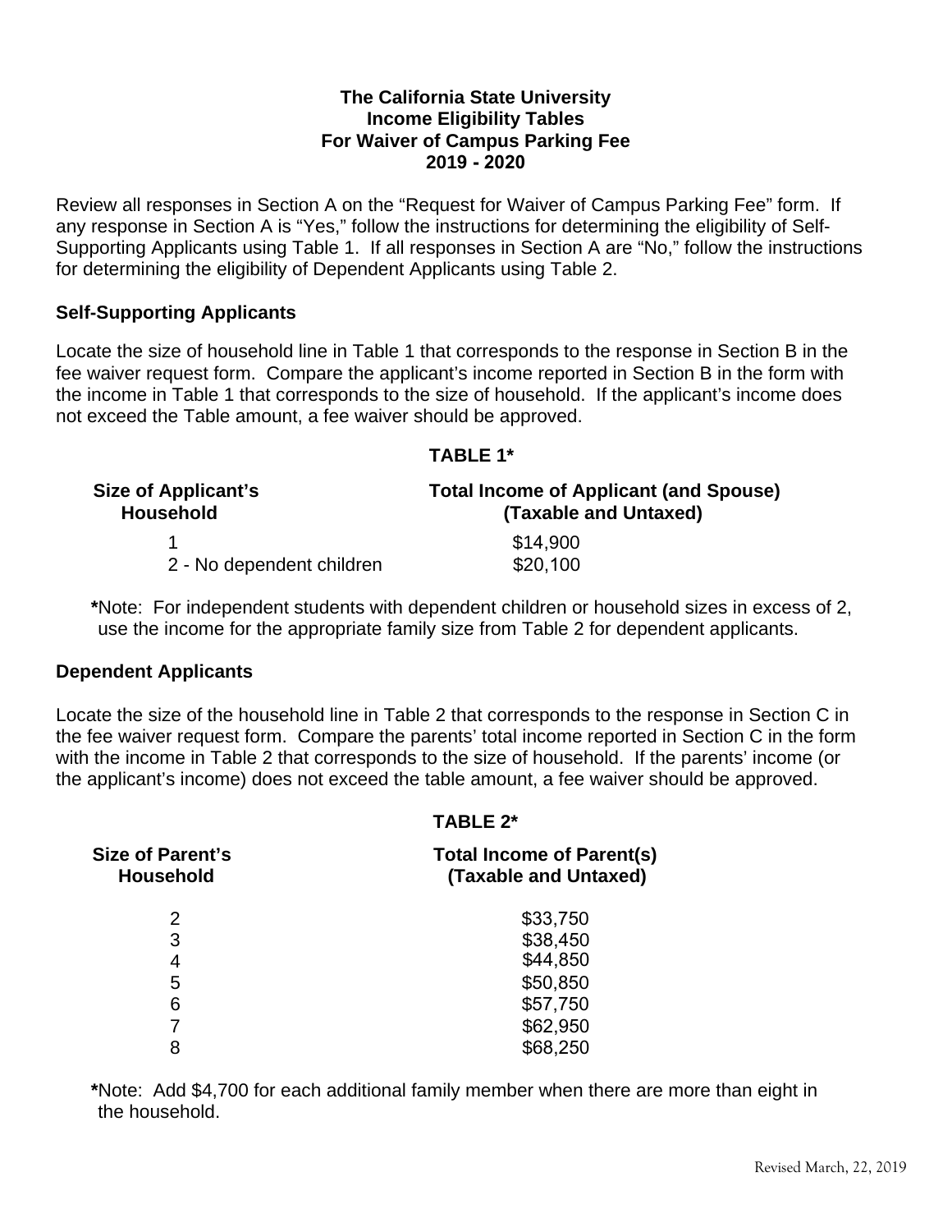# The California State University
# Income Eligibility Tables
# For Waiver of Campus Parking Fee
# 2019 - 2020

Review all responses in Section A on the "Request for Waiver of Campus Parking Fee" form. If any response in Section A is "Yes," follow the instructions for determining the eligibility of Self-Supporting Applicants using Table 1. If all responses in Section A are "No," follow the instructions for determining the eligibility of Dependent Applicants using Table 2.

## Self-Supporting Applicants

Locate the size of household line in Table 1 that corresponds to the response in Section B in the fee waiver request form. Compare the applicant's income reported in Section B in the form with the income in Table 1 that corresponds to the size of household. If the applicant's income does not exceed the Table amount, a fee waiver should be approved.

**TABLE 1***

| Size of Applicant's Household | Total Income of Applicant (and Spouse) (Taxable and Untaxed) |
|---|---|
| 1 | $14,900 |
| 2 - No dependent children | $20,100 |

***Note:** For independent students with dependent children or household sizes in excess of 2, use the income for the appropriate family size from Table 2 for dependent applicants.

## Dependent Applicants

Locate the size of the household line in Table 2 that corresponds to the response in Section C in the fee waiver request form. Compare the parents' total income reported in Section C in the form with the income in Table 2 that corresponds to the size of household. If the parents' income (or the applicant's income) does not exceed the table amount, a fee waiver should be approved.

**TABLE 2***

| Size of Parent's Household | Total Income of Parent(s) (Taxable and Untaxed) |
|---|---|
| 2 | $33,750 |
| 3 | $38,450 |
| 4 | $44,850 |
| 5 | $50,850 |
| 6 | $57,750 |
| 7 | $62,950 |
| 8 | $68,250 |

***Note:** Add $4,700 for each additional family member when there are more than eight in the household.

Revised March, 22, 2019